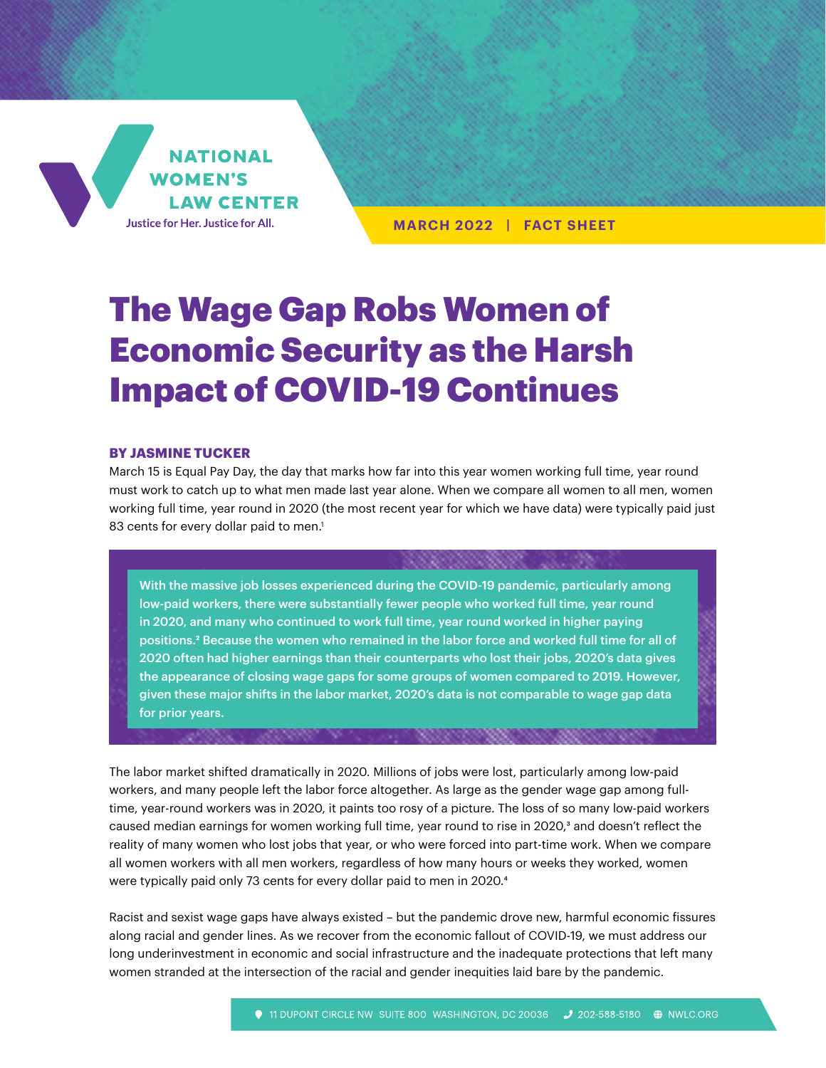NATIONAL WOMEN'S LAW CENTER

Justice for Her. Justice for All.

MARCH 2022 | FACT SHEET

# The Wage Gap Robs Women of Economic Security as the Harsh Impact of COVID-19 Continues

**BY JASMINE TUCKER**

March 15 is Equal Pay Day, the day that marks how far into this year women working full time, year round must work to catch up to what men made last year alone. When we compare all women to all men, women working full time, year round in 2020 (the most recent year for which we have data) were typically paid just 83 cents for every dollar paid to men.[1]

> With the massive job losses experienced during the COVID-19 pandemic, particularly among low-paid workers, there were substantially fewer people who worked full time, year round in 2020, and many who continued to work full time, year round worked in higher paying positions.[2] Because the women who remained in the labor force and worked full time for all of 2020 often had higher earnings than their counterparts who lost their jobs, 2020's data gives the appearance of closing wage gaps for some groups of women compared to 2019. However, given these major shifts in the labor market, 2020's data is not comparable to wage gap data for prior years.

The labor market shifted dramatically in 2020. Millions of jobs were lost, particularly among low-paid workers, and many people left the labor force altogether. As large as the gender wage gap among full-time, year-round workers was in 2020, it paints too rosy of a picture. The loss of so many low-paid workers caused median earnings for women working full time, year round to rise in 2020,[3] and doesn't reflect the reality of many women who lost jobs that year, or who were forced into part-time work. When we compare all women workers with all men workers, regardless of how many hours or weeks they worked, women were typically paid only 73 cents for every dollar paid to men in 2020.[4]

Racist and sexist wage gaps have always existed – but the pandemic drove new, harmful economic fissures along racial and gender lines. As we recover from the economic fallout of COVID-19, we must address our long underinvestment in economic and social infrastructure and the inadequate protections that left many women stranded at the intersection of the racial and gender inequities laid bare by the pandemic.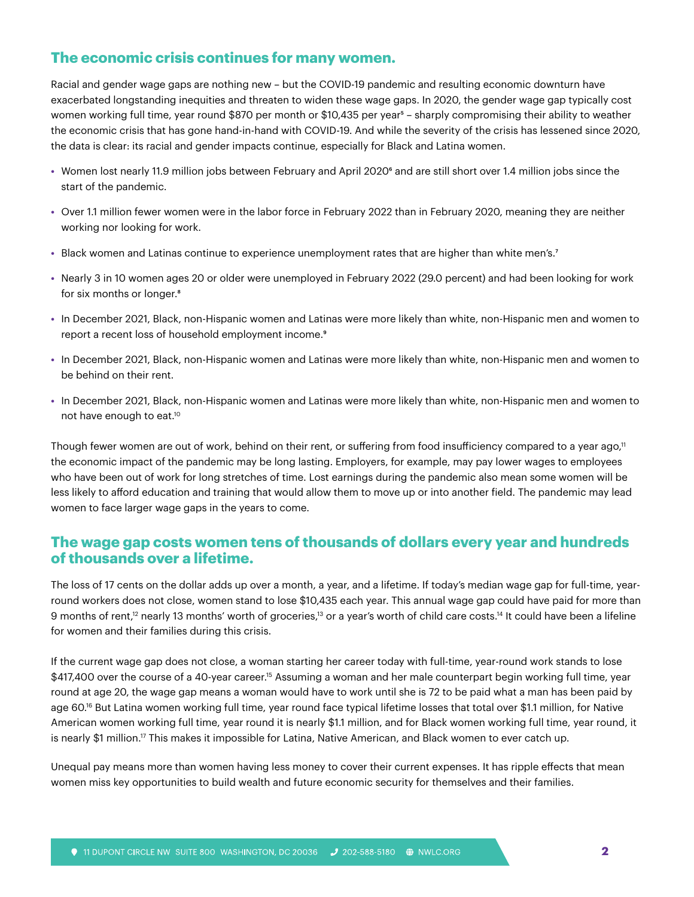## The economic crisis continues for many women.

Racial and gender wage gaps are nothing new – but the COVID-19 pandemic and resulting economic downturn have exacerbated longstanding inequities and threaten to widen these wage gaps. In 2020, the gender wage gap typically cost women working full time, year round $870 per month or $10,435 per year[5] – sharply compromising their ability to weather the economic crisis that has gone hand-in-hand with COVID-19. And while the severity of the crisis has lessened since 2020, the data is clear: its racial and gender impacts continue, especially for Black and Latina women.

- Women lost nearly 11.9 million jobs between February and April 2020[6] and are still short over 1.4 million jobs since the start of the pandemic.
- Over 1.1 million fewer women were in the labor force in February 2022 than in February 2020, meaning they are neither working nor looking for work.
- Black women and Latinas continue to experience unemployment rates that are higher than white men's.[7]
- Nearly 3 in 10 women ages 20 or older were unemployed in February 2022 (29.0 percent) and had been looking for work for six months or longer.[8]
- In December 2021, Black, non-Hispanic women and Latinas were more likely than white, non-Hispanic men and women to report a recent loss of household employment income.[9]
- In December 2021, Black, non-Hispanic women and Latinas were more likely than white, non-Hispanic men and women to be behind on their rent.
- In December 2021, Black, non-Hispanic women and Latinas were more likely than white, non-Hispanic men and women to not have enough to eat.[10]

Though fewer women are out of work, behind on their rent, or suffering from food insufficiency compared to a year ago,[11] the economic impact of the pandemic may be long lasting. Employers, for example, may pay lower wages to employees who have been out of work for long stretches of time. Lost earnings during the pandemic also mean some women will be less likely to afford education and training that would allow them to move up or into another field. The pandemic may lead women to face larger wage gaps in the years to come.

## The wage gap costs women tens of thousands of dollars every year and hundreds of thousands over a lifetime.

The loss of 17 cents on the dollar adds up over a month, a year, and a lifetime. If today's median wage gap for full-time, year-round workers does not close, women stand to lose $10,435 each year. This annual wage gap could have paid for more than 9 months of rent,[12] nearly 13 months' worth of groceries,[13] or a year's worth of child care costs.[14] It could have been a lifeline for women and their families during this crisis.

If the current wage gap does not close, a woman starting her career today with full-time, year-round work stands to lose $417,400 over the course of a 40-year career.[15] Assuming a woman and her male counterpart begin working full time, year round at age 20, the wage gap means a woman would have to work until she is 72 to be paid what a man has been paid by age 60.[16] But Latina women working full time, year round face typical lifetime losses that total over $1.1 million, for Native American women working full time, year round it is nearly $1.1 million, and for Black women working full time, year round, it is nearly $1 million.[17] This makes it impossible for Latina, Native American, and Black women to ever catch up.

Unequal pay means more than women having less money to cover their current expenses. It has ripple effects that mean women miss key opportunities to build wealth and future economic security for themselves and their families.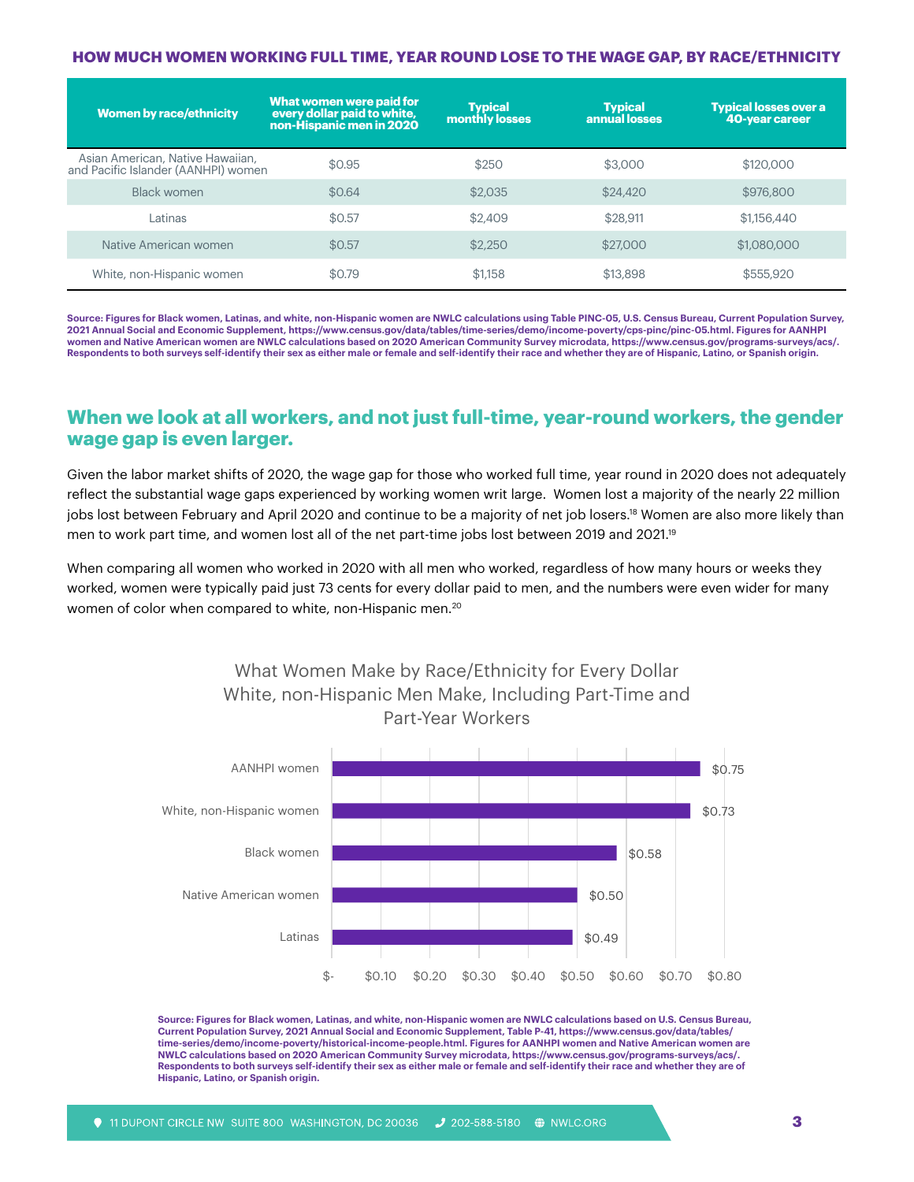**HOW MUCH WOMEN WORKING FULL TIME, YEAR ROUND LOSE TO THE WAGE GAP, BY RACE/ETHNICITY**

| Women by race/ethnicity | What women were paid for every dollar paid to white, non-Hispanic men in 2020 | Typical monthly losses | Typical annual losses | Typical losses over a 40-year career |
|---|---|---|---|---|
| Asian American, Native Hawaiian, and Pacific Islander (AANHPI) women | $0.95 | $250 | $3,000 | $120,000 |
| Black women | $0.64 | $2,035 | $24,420 | $976,800 |
| Latinas | $0.57 | $2,409 | $28,911 | $1,156,440 |
| Native American women | $0.57 | $2,250 | $27,000 | $1,080,000 |
| White, non-Hispanic women | $0.79 | $1,158 | $13,898 | $555,920 |

**Source: Figures for Black women, Latinas, and white, non-Hispanic women are NWLC calculations using Table PINC-05, U.S. Census Bureau, Current Population Survey, 2021 Annual Social and Economic Supplement, https://www.census.gov/data/tables/time-series/demo/income-poverty/cps-pinc/pinc-05.html. Figures for AANHPI women and Native American women are NWLC calculations based on 2020 American Community Survey microdata, https://www.census.gov/programs-surveys/acs/. Respondents to both surveys self-identify their sex as either male or female and self-identify their race and whether they are of Hispanic, Latino, or Spanish origin.**

## When we look at all workers, and not just full-time, year-round workers, the gender wage gap is even larger.

Given the labor market shifts of 2020, the wage gap for those who worked full time, year round in 2020 does not adequately reflect the substantial wage gaps experienced by working women writ large. Women lost a majority of the nearly 22 million jobs lost between February and April 2020 and continue to be a majority of net job losers.[18] Women are also more likely than men to work part time, and women lost all of the net part-time jobs lost between 2019 and 2021.[19]

When comparing all women who worked in 2020 with all men who worked, regardless of how many hours or weeks they worked, women were typically paid just 73 cents for every dollar paid to men, and the numbers were even wider for many women of color when compared to white, non-Hispanic men.[20]

What Women Make by Race/Ethnicity for Every Dollar White, non-Hispanic Men Make, Including Part-Time and Part-Year Workers

| Women by race/ethnicity | Amount |
|---|---|
| AANHPI women | $0.75 |
| White, non-Hispanic women | $0.73 |
| Black women | $0.58 |
| Native American women | $0.50 |
| Latinas | $0.49 |

**Source: Figures for Black women, Latinas, and white, non-Hispanic women are NWLC calculations based on U.S. Census Bureau, Current Population Survey, 2021 Annual Social and Economic Supplement, Table P-41, https://www.census.gov/data/tables/time-series/demo/income-poverty/historical-income-people.html. Figures for AANHPI women and Native American women are NWLC calculations based on 2020 American Community Survey microdata, https://www.census.gov/programs-surveys/acs/. Respondents to both surveys self-identify their sex as either male or female and self-identify their race and whether they are of Hispanic, Latino, or Spanish origin.**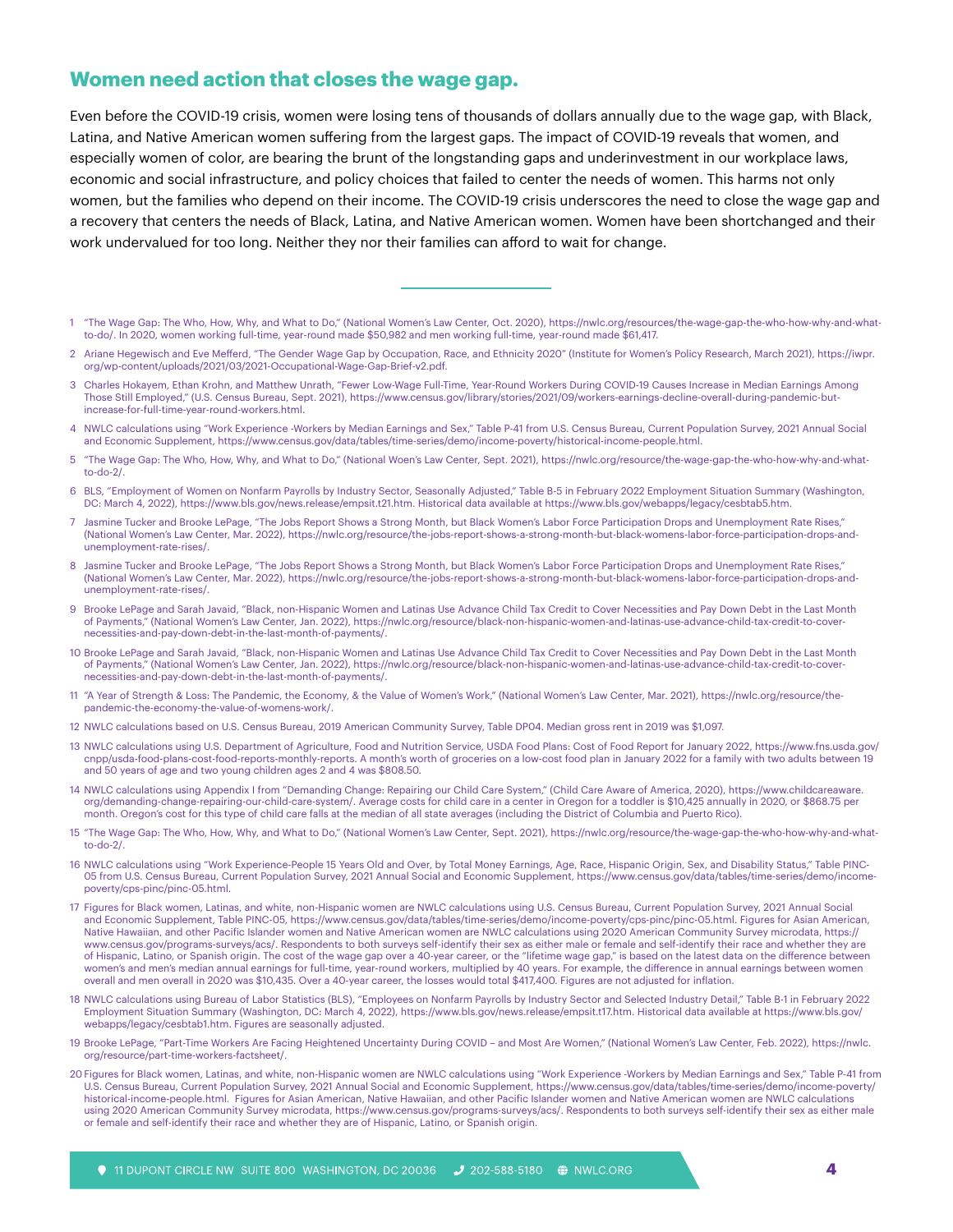## Women need action that closes the wage gap.

Even before the COVID-19 crisis, women were losing tens of thousands of dollars annually due to the wage gap, with Black, Latina, and Native American women suffering from the largest gaps. The impact of COVID-19 reveals that women, and especially women of color, are bearing the brunt of the longstanding gaps and underinvestment in our workplace laws, economic and social infrastructure, and policy choices that failed to center the needs of women. This harms not only women, but the families who depend on their income. The COVID-19 crisis underscores the need to close the wage gap and a recovery that centers the needs of Black, Latina, and Native American women. Women have been shortchanged and their work undervalued for too long. Neither they nor their families can afford to wait for change.

---

1 "The Wage Gap: The Who, How, Why, and What to Do," (National Women's Law Center, Oct. 2020), https://nwlc.org/resources/the-wage-gap-the-who-how-why-and-what-to-do/. In 2020, women working full-time, year-round made $50,982 and men working full-time, year-round made $61,417.

2 Ariane Hegewisch and Eve Mefferd, "The Gender Wage Gap by Occupation, Race, and Ethnicity 2020" (Institute for Women's Policy Research, March 2021), https://iwpr.org/wp-content/uploads/2021/03/2021-Occupational-Wage-Gap-Brief-v2.pdf.

3 Charles Hokayem, Ethan Krohn, and Matthew Unrath, "Fewer Low-Wage Full-Time, Year-Round Workers During COVID-19 Causes Increase in Median Earnings Among Those Still Employed," (U.S. Census Bureau, Sept. 2021), https://www.census.gov/library/stories/2021/09/workers-earnings-decline-overall-during-pandemic-but-increase-for-full-time-year-round-workers.html.

4 NWLC calculations using "Work Experience -Workers by Median Earnings and Sex," Table P-41 from U.S. Census Bureau, Current Population Survey, 2021 Annual Social and Economic Supplement, https://www.census.gov/data/tables/time-series/demo/income-poverty/historical-income-people.html.

5 "The Wage Gap: The Who, How, Why, and What to Do," (National Woen's Law Center, Sept. 2021), https://nwlc.org/resource/the-wage-gap-the-who-how-why-and-what-to-do-2/.

6 BLS, "Employment of Women on Nonfarm Payrolls by Industry Sector, Seasonally Adjusted," Table B-5 in February 2022 Employment Situation Summary (Washington, DC: March 4, 2022), https://www.bls.gov/news.release/empsit.t21.htm. Historical data available at https://www.bls.gov/webapps/legacy/cesbtab5.htm.

7 Jasmine Tucker and Brooke LePage, "The Jobs Report Shows a Strong Month, but Black Women's Labor Force Participation Drops and Unemployment Rate Rises," (National Women's Law Center, Mar. 2022), https://nwlc.org/resource/the-jobs-report-shows-a-strong-month-but-black-womens-labor-force-participation-drops-and-unemployment-rate-rises/.

8 Jasmine Tucker and Brooke LePage, "The Jobs Report Shows a Strong Month, but Black Women's Labor Force Participation Drops and Unemployment Rate Rises," (National Women's Law Center, Mar. 2022), https://nwlc.org/resource/the-jobs-report-shows-a-strong-month-but-black-womens-labor-force-participation-drops-and-unemployment-rate-rises/.

9 Brooke LePage and Sarah Javaid, "Black, non-Hispanic Women and Latinas Use Advance Child Tax Credit to Cover Necessities and Pay Down Debt in the Last Month of Payments," (National Women's Law Center, Jan. 2022), https://nwlc.org/resource/black-non-hispanic-women-and-latinas-use-advance-child-tax-credit-to-cover-necessities-and-pay-down-debt-in-the-last-month-of-payments/.

10 Brooke LePage and Sarah Javaid, "Black, non-Hispanic Women and Latinas Use Advance Child Tax Credit to Cover Necessities and Pay Down Debt in the Last Month of Payments," (National Women's Law Center, Jan. 2022), https://nwlc.org/resource/black-non-hispanic-women-and-latinas-use-advance-child-tax-credit-to-cover-necessities-and-pay-down-debt-in-the-last-month-of-payments/.

11 "A Year of Strength & Loss: The Pandemic, the Economy, & the Value of Women's Work," (National Women's Law Center, Mar. 2021), https://nwlc.org/resource/the-pandemic-the-economy-the-value-of-womens-work/.

12 NWLC calculations based on U.S. Census Bureau, 2019 American Community Survey, Table DP04. Median gross rent in 2019 was $1,097.

13 NWLC calculations using U.S. Department of Agriculture, Food and Nutrition Service, USDA Food Plans: Cost of Food Report for January 2022, https://www.fns.usda.gov/cnpp/usda-food-plans-cost-food-reports-monthly-reports. A month's worth of groceries on a low-cost food plan in January 2022 for a family with two adults between 19 and 50 years of age and two young children ages 2 and 4 was $808.50.

14 NWLC calculations using Appendix I from "Demanding Change: Repairing our Child Care System," (Child Care Aware of America, 2020), https://www.childcareaware.org/demanding-change-repairing-our-child-care-system/. Average costs for child care in a center in Oregon for a toddler is $10,425 annually in 2020, or $868.75 per month. Oregon's cost for this type of child care falls at the median of all state averages (including the District of Columbia and Puerto Rico).

15 "The Wage Gap: The Who, How, Why, and What to Do," (National Women's Law Center, Sept. 2021), https://nwlc.org/resource/the-wage-gap-the-who-how-why-and-what-to-do-2/.

16 NWLC calculations using "Work Experience-People 15 Years Old and Over, by Total Money Earnings, Age, Race, Hispanic Origin, Sex, and Disability Status," Table PINC-05 from U.S. Census Bureau, Current Population Survey, 2021 Annual Social and Economic Supplement, https://www.census.gov/data/tables/time-series/demo/income-poverty/cps-pinc/pinc-05.html.

17 Figures for Black women, Latinas, and white, non-Hispanic women are NWLC calculations using U.S. Census Bureau, Current Population Survey, 2021 Annual Social and Economic Supplement, Table PINC-05, https://www.census.gov/data/tables/time-series/demo/income-poverty/cps-pinc/pinc-05.html. Figures for Asian American, Native Hawaiian, and other Pacific Islander women and Native American women are NWLC calculations using 2020 American Community Survey microdata, https://www.census.gov/programs-surveys/acs/. Respondents to both surveys self-identify their sex as either male or female and self-identify their race and whether they are of Hispanic, Latino, or Spanish origin. The cost of the wage gap over a 40-year career, or the "lifetime wage gap," is based on the latest data on the difference between women's and men's median annual earnings for full-time, year-round workers, multiplied by 40 years. For example, the difference in annual earnings between women overall and men overall in 2020 was $10,435. Over a 40-year career, the losses would total $417,400. Figures are not adjusted for inflation.

18 NWLC calculations using Bureau of Labor Statistics (BLS), "Employees on Nonfarm Payrolls by Industry Sector and Selected Industry Detail," Table B-1 in February 2022 Employment Situation Summary (Washington, DC: March 4, 2022), https://www.bls.gov/news.release/empsit.t17.htm. Historical data available at https://www.bls.gov/webapps/legacy/cesbtab1.htm. Figures are seasonally adjusted.

19 Brooke LePage, "Part-Time Workers Are Facing Heightened Uncertainty During COVID – and Most Are Women," (National Women's Law Center, Feb. 2022), https://nwlc.org/resource/part-time-workers-factsheet/.

20 Figures for Black women, Latinas, and white, non-Hispanic women are NWLC calculations using "Work Experience -Workers by Median Earnings and Sex," Table P-41 from U.S. Census Bureau, Current Population Survey, 2021 Annual Social and Economic Supplement, https://www.census.gov/data/tables/time-series/demo/income-poverty/historical-income-people.html. Figures for Asian American, Native Hawaiian, and other Pacific Islander women and Native American women are NWLC calculations using 2020 American Community Survey microdata, https://www.census.gov/programs-surveys/acs/. Respondents to both surveys self-identify their sex as either male or female and self-identify their race and whether they are of Hispanic, Latino, or Spanish origin.

11 DUPONT CIRCLE NW SUITE 800 WASHINGTON, DC 20036 202-588-5180 NWLC.ORG